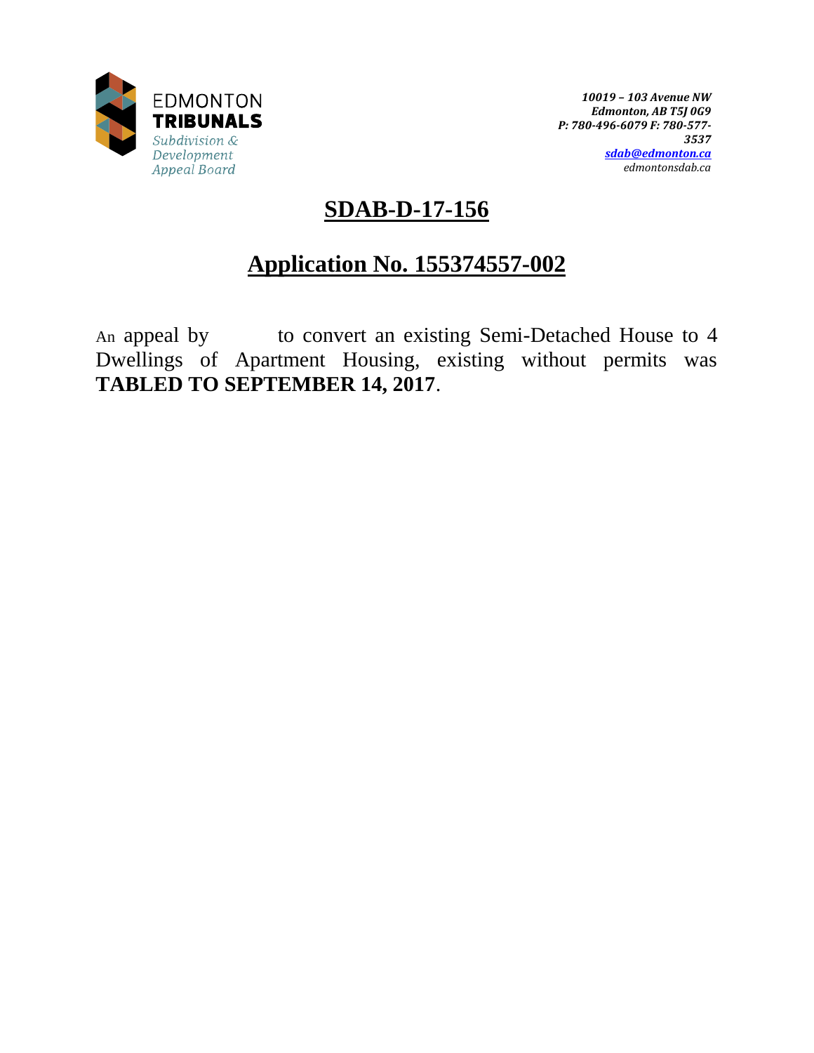EDMONTON
**TRIBUNALS**
*Subdivision & Development Appeal Board*

***10019 – 103 Avenue NW***
***Edmonton, AB T5J 0G9***
***P: 780-496-6079 F: 780-577-3537***
***sdab@edmonton.ca***
*edmontonsdab.ca*

# SDAB-D-17-156

## Application No. 155374557-002

An appeal by to convert an existing Semi-Detached House to 4 Dwellings of Apartment Housing, existing without permits was **TABLED TO SEPTEMBER 14, 2017**.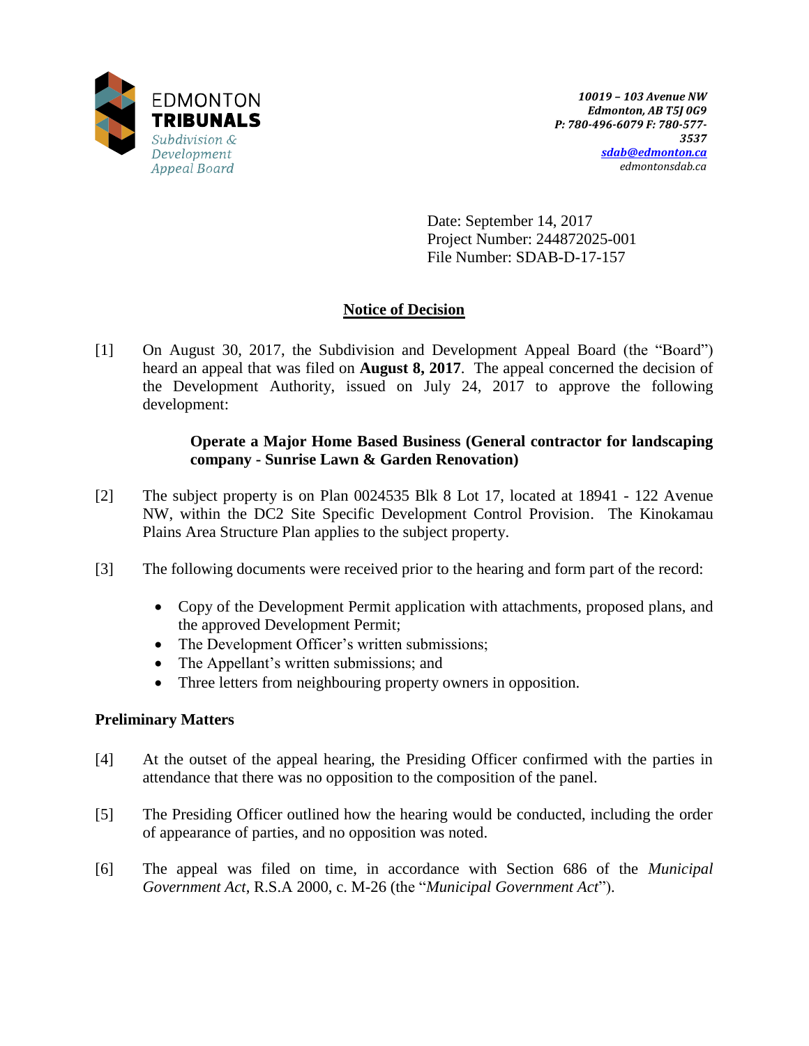EDMONTON
**TRIBUNALS**
*Subdivision & Development Appeal Board*

*10019 – 103 Avenue NW*
*Edmonton, AB T5J 0G9*
*P: 780-496-6079 F: 780-577-3537*
*sdab@edmonton.ca*
*edmontonsdab.ca*

Date: September 14, 2017
Project Number: 244872025-001
File Number: SDAB-D-17-157

## Notice of Decision

[1] On August 30, 2017, the Subdivision and Development Appeal Board (the "Board") heard an appeal that was filed on **August 8, 2017**. The appeal concerned the decision of the Development Authority, issued on July 24, 2017 to approve the following development:

> **Operate a Major Home Based Business (General contractor for landscaping company - Sunrise Lawn & Garden Renovation)**

[2] The subject property is on Plan 0024535 Blk 8 Lot 17, located at 18941 - 122 Avenue NW, within the DC2 Site Specific Development Control Provision. The Kinokamau Plains Area Structure Plan applies to the subject property.

[3] The following documents were received prior to the hearing and form part of the record:

- Copy of the Development Permit application with attachments, proposed plans, and the approved Development Permit;
- The Development Officer's written submissions;
- The Appellant's written submissions; and
- Three letters from neighbouring property owners in opposition.

### Preliminary Matters

[4] At the outset of the appeal hearing, the Presiding Officer confirmed with the parties in attendance that there was no opposition to the composition of the panel.

[5] The Presiding Officer outlined how the hearing would be conducted, including the order of appearance of parties, and no opposition was noted.

[6] The appeal was filed on time, in accordance with Section 686 of the *Municipal Government Act*, R.S.A 2000, c. M-26 (the "*Municipal Government Act*").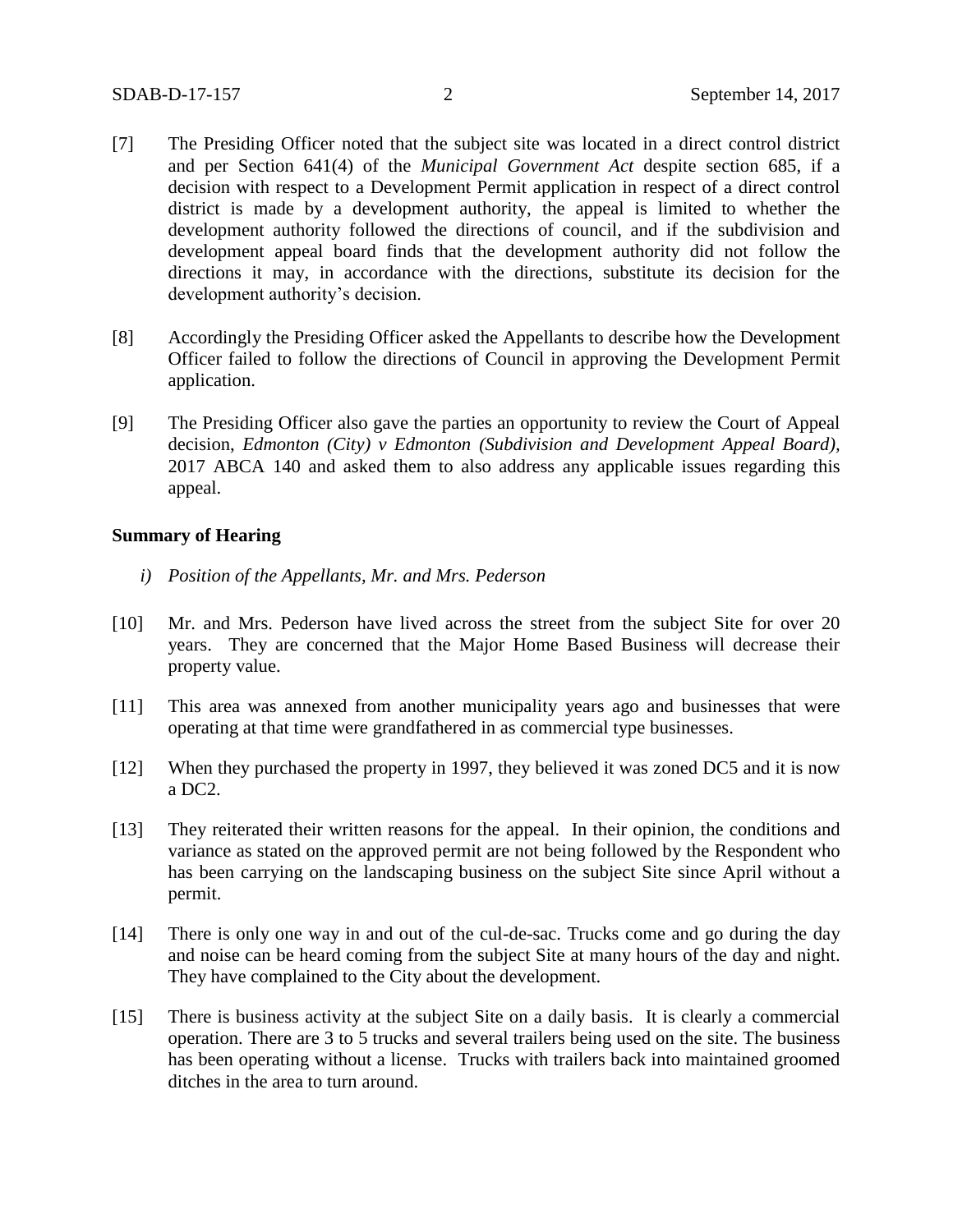[7] The Presiding Officer noted that the subject site was located in a direct control district and per Section 641(4) of the *Municipal Government Act* despite section 685, if a decision with respect to a Development Permit application in respect of a direct control district is made by a development authority, the appeal is limited to whether the development authority followed the directions of council, and if the subdivision and development appeal board finds that the development authority did not follow the directions it may, in accordance with the directions, substitute its decision for the development authority's decision.

[8] Accordingly the Presiding Officer asked the Appellants to describe how the Development Officer failed to follow the directions of Council in approving the Development Permit application.

[9] The Presiding Officer also gave the parties an opportunity to review the Court of Appeal decision, *Edmonton (City) v Edmonton (Subdivision and Development Appeal Board),* 2017 ABCA 140 and asked them to also address any applicable issues regarding this appeal.

**Summary of Hearing**

*i) Position of the Appellants, Mr. and Mrs. Pederson*

[10] Mr. and Mrs. Pederson have lived across the street from the subject Site for over 20 years. They are concerned that the Major Home Based Business will decrease their property value.

[11] This area was annexed from another municipality years ago and businesses that were operating at that time were grandfathered in as commercial type businesses.

[12] When they purchased the property in 1997, they believed it was zoned DC5 and it is now a DC2.

[13] They reiterated their written reasons for the appeal. In their opinion, the conditions and variance as stated on the approved permit are not being followed by the Respondent who has been carrying on the landscaping business on the subject Site since April without a permit.

[14] There is only one way in and out of the cul-de-sac. Trucks come and go during the day and noise can be heard coming from the subject Site at many hours of the day and night. They have complained to the City about the development.

[15] There is business activity at the subject Site on a daily basis. It is clearly a commercial operation. There are 3 to 5 trucks and several trailers being used on the site. The business has been operating without a license. Trucks with trailers back into maintained groomed ditches in the area to turn around.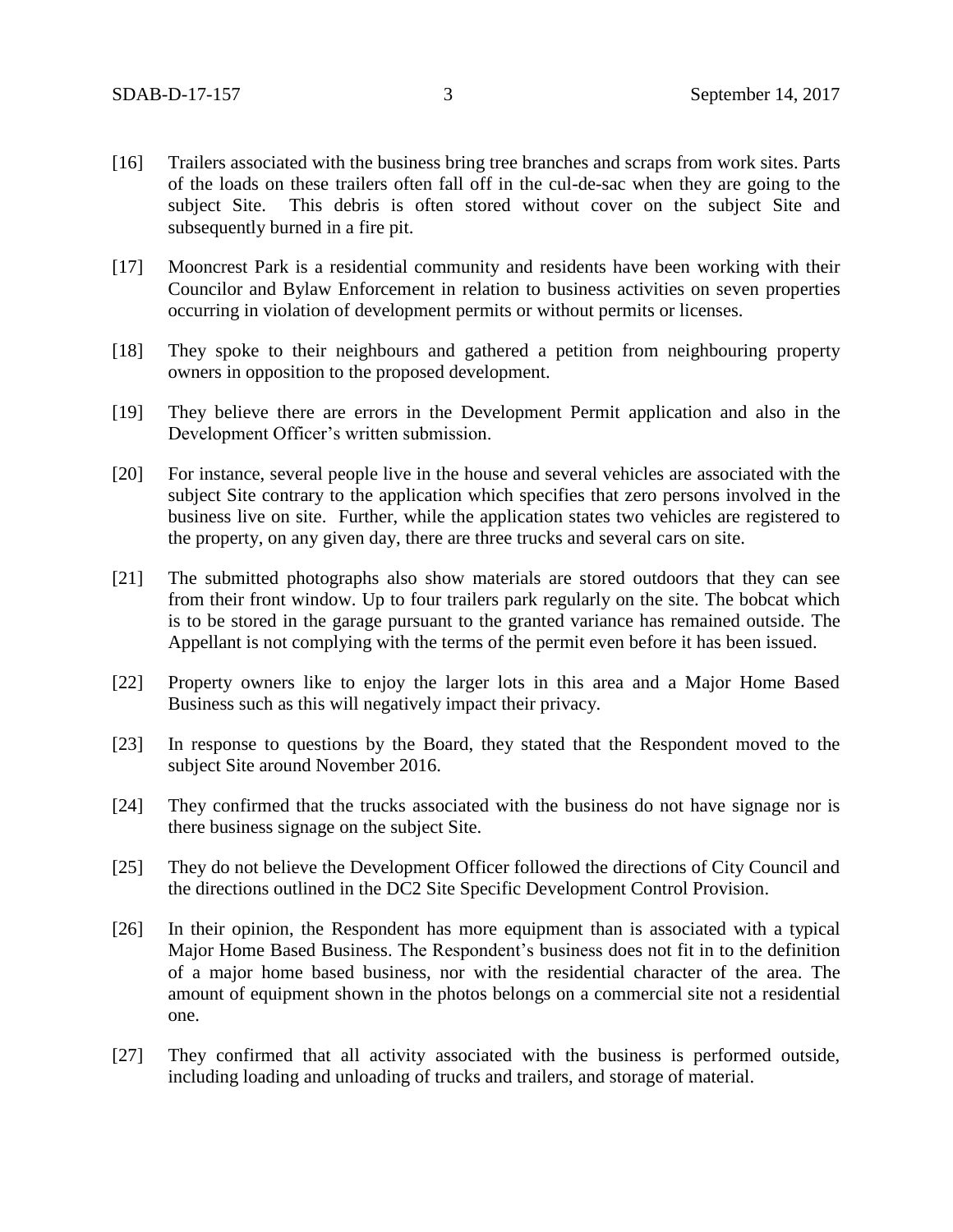[16] Trailers associated with the business bring tree branches and scraps from work sites. Parts of the loads on these trailers often fall off in the cul-de-sac when they are going to the subject Site. This debris is often stored without cover on the subject Site and subsequently burned in a fire pit.

[17] Mooncrest Park is a residential community and residents have been working with their Councilor and Bylaw Enforcement in relation to business activities on seven properties occurring in violation of development permits or without permits or licenses.

[18] They spoke to their neighbours and gathered a petition from neighbouring property owners in opposition to the proposed development.

[19] They believe there are errors in the Development Permit application and also in the Development Officer's written submission.

[20] For instance, several people live in the house and several vehicles are associated with the subject Site contrary to the application which specifies that zero persons involved in the business live on site. Further, while the application states two vehicles are registered to the property, on any given day, there are three trucks and several cars on site.

[21] The submitted photographs also show materials are stored outdoors that they can see from their front window. Up to four trailers park regularly on the site. The bobcat which is to be stored in the garage pursuant to the granted variance has remained outside. The Appellant is not complying with the terms of the permit even before it has been issued.

[22] Property owners like to enjoy the larger lots in this area and a Major Home Based Business such as this will negatively impact their privacy.

[23] In response to questions by the Board, they stated that the Respondent moved to the subject Site around November 2016.

[24] They confirmed that the trucks associated with the business do not have signage nor is there business signage on the subject Site.

[25] They do not believe the Development Officer followed the directions of City Council and the directions outlined in the DC2 Site Specific Development Control Provision.

[26] In their opinion, the Respondent has more equipment than is associated with a typical Major Home Based Business. The Respondent's business does not fit in to the definition of a major home based business, nor with the residential character of the area. The amount of equipment shown in the photos belongs on a commercial site not a residential one.

[27] They confirmed that all activity associated with the business is performed outside, including loading and unloading of trucks and trailers, and storage of material.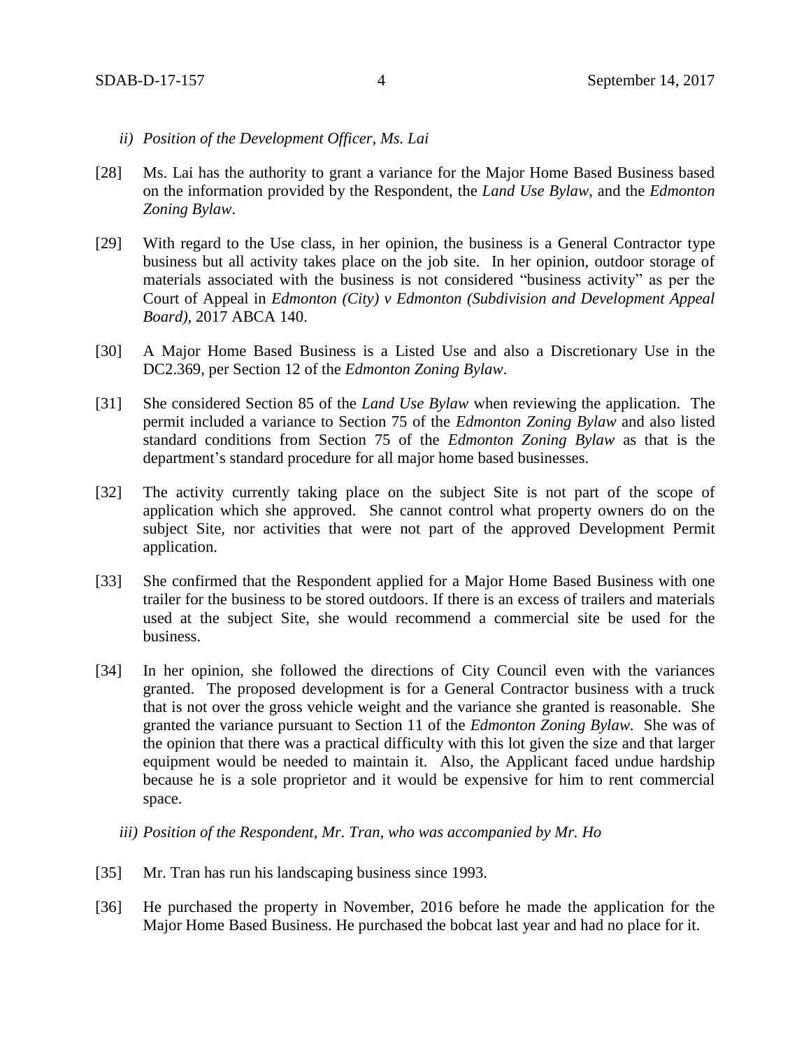*ii) Position of the Development Officer, Ms. Lai*

[28] Ms. Lai has the authority to grant a variance for the Major Home Based Business based on the information provided by the Respondent, the *Land Use Bylaw*, and the *Edmonton Zoning Bylaw*.

[29] With regard to the Use class, in her opinion, the business is a General Contractor type business but all activity takes place on the job site. In her opinion, outdoor storage of materials associated with the business is not considered "business activity" as per the Court of Appeal in *Edmonton (City) v Edmonton (Subdivision and Development Appeal Board)*, 2017 ABCA 140.

[30] A Major Home Based Business is a Listed Use and also a Discretionary Use in the DC2.369, per Section 12 of the *Edmonton Zoning Bylaw*.

[31] She considered Section 85 of the *Land Use Bylaw* when reviewing the application. The permit included a variance to Section 75 of the *Edmonton Zoning Bylaw* and also listed standard conditions from Section 75 of the *Edmonton Zoning Bylaw* as that is the department's standard procedure for all major home based businesses.

[32] The activity currently taking place on the subject Site is not part of the scope of application which she approved. She cannot control what property owners do on the subject Site, nor activities that were not part of the approved Development Permit application.

[33] She confirmed that the Respondent applied for a Major Home Based Business with one trailer for the business to be stored outdoors. If there is an excess of trailers and materials used at the subject Site, she would recommend a commercial site be used for the business.

[34] In her opinion, she followed the directions of City Council even with the variances granted. The proposed development is for a General Contractor business with a truck that is not over the gross vehicle weight and the variance she granted is reasonable. She granted the variance pursuant to Section 11 of the *Edmonton Zoning Bylaw.* She was of the opinion that there was a practical difficulty with this lot given the size and that larger equipment would be needed to maintain it. Also, the Applicant faced undue hardship because he is a sole proprietor and it would be expensive for him to rent commercial space.

*iii) Position of the Respondent, Mr. Tran, who was accompanied by Mr. Ho*

[35] Mr. Tran has run his landscaping business since 1993.

[36] He purchased the property in November, 2016 before he made the application for the Major Home Based Business. He purchased the bobcat last year and had no place for it.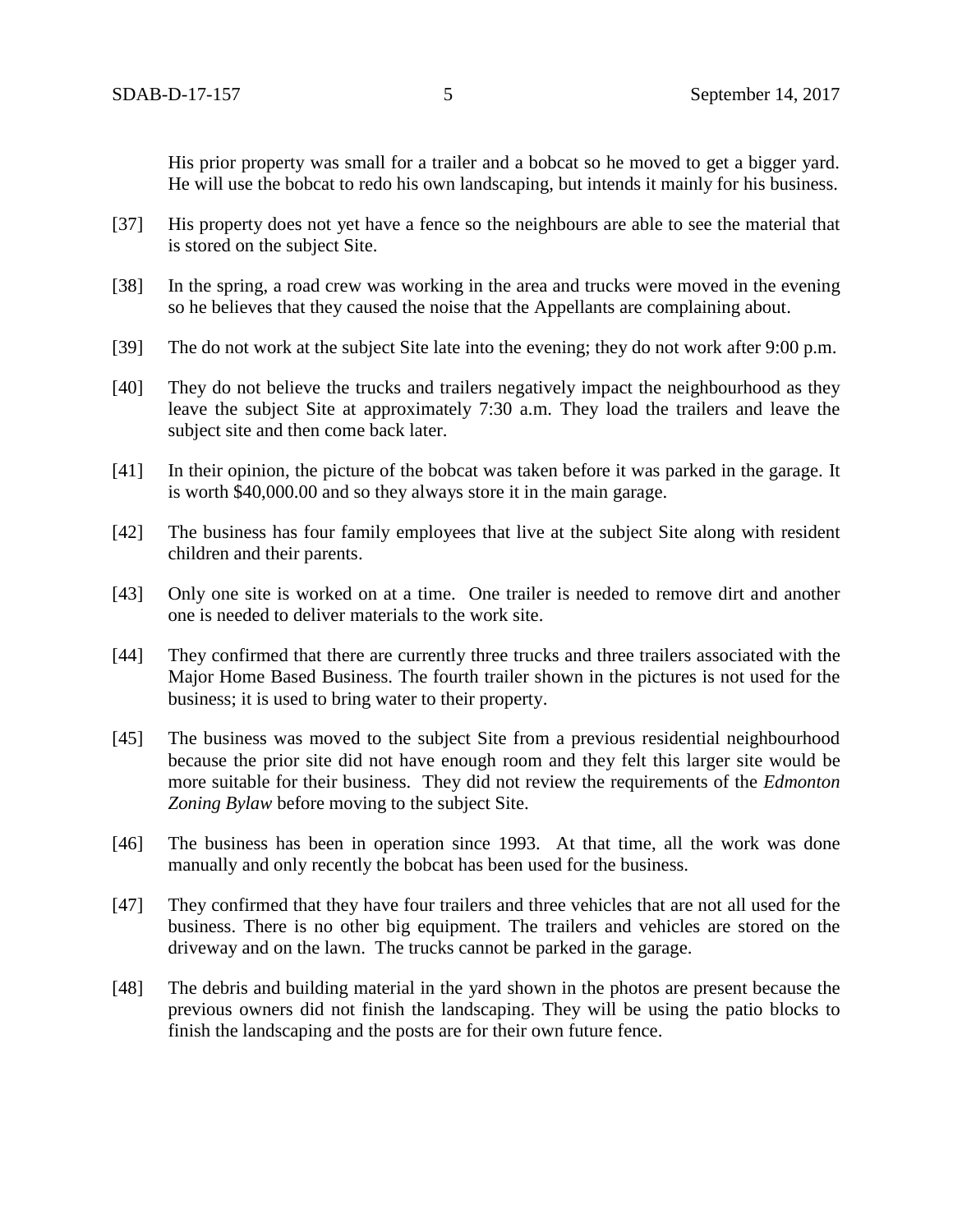His prior property was small for a trailer and a bobcat so he moved to get a bigger yard. He will use the bobcat to redo his own landscaping, but intends it mainly for his business.

[37] His property does not yet have a fence so the neighbours are able to see the material that is stored on the subject Site.

[38] In the spring, a road crew was working in the area and trucks were moved in the evening so he believes that they caused the noise that the Appellants are complaining about.

[39] The do not work at the subject Site late into the evening; they do not work after 9:00 p.m.

[40] They do not believe the trucks and trailers negatively impact the neighbourhood as they leave the subject Site at approximately 7:30 a.m. They load the trailers and leave the subject site and then come back later.

[41] In their opinion, the picture of the bobcat was taken before it was parked in the garage. It is worth $40,000.00 and so they always store it in the main garage.

[42] The business has four family employees that live at the subject Site along with resident children and their parents.

[43] Only one site is worked on at a time. One trailer is needed to remove dirt and another one is needed to deliver materials to the work site.

[44] They confirmed that there are currently three trucks and three trailers associated with the Major Home Based Business. The fourth trailer shown in the pictures is not used for the business; it is used to bring water to their property.

[45] The business was moved to the subject Site from a previous residential neighbourhood because the prior site did not have enough room and they felt this larger site would be more suitable for their business. They did not review the requirements of the *Edmonton Zoning Bylaw* before moving to the subject Site.

[46] The business has been in operation since 1993. At that time, all the work was done manually and only recently the bobcat has been used for the business.

[47] They confirmed that they have four trailers and three vehicles that are not all used for the business. There is no other big equipment. The trailers and vehicles are stored on the driveway and on the lawn. The trucks cannot be parked in the garage.

[48] The debris and building material in the yard shown in the photos are present because the previous owners did not finish the landscaping. They will be using the patio blocks to finish the landscaping and the posts are for their own future fence.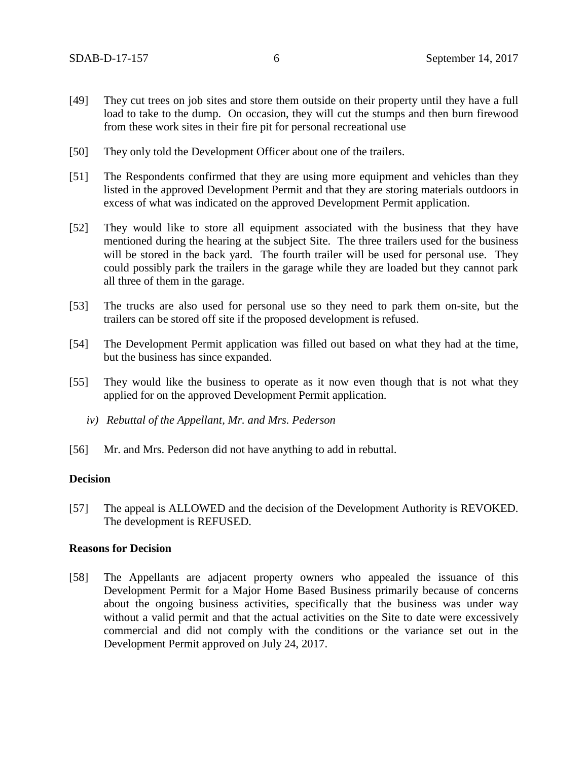[49] They cut trees on job sites and store them outside on their property until they have a full load to take to the dump. On occasion, they will cut the stumps and then burn firewood from these work sites in their fire pit for personal recreational use

[50] They only told the Development Officer about one of the trailers.

[51] The Respondents confirmed that they are using more equipment and vehicles than they listed in the approved Development Permit and that they are storing materials outdoors in excess of what was indicated on the approved Development Permit application.

[52] They would like to store all equipment associated with the business that they have mentioned during the hearing at the subject Site. The three trailers used for the business will be stored in the back yard. The fourth trailer will be used for personal use. They could possibly park the trailers in the garage while they are loaded but they cannot park all three of them in the garage.

[53] The trucks are also used for personal use so they need to park them on-site, but the trailers can be stored off site if the proposed development is refused.

[54] The Development Permit application was filled out based on what they had at the time, but the business has since expanded.

[55] They would like the business to operate as it now even though that is not what they applied for on the approved Development Permit application.

*iv) Rebuttal of the Appellant, Mr. and Mrs. Pederson*

[56] Mr. and Mrs. Pederson did not have anything to add in rebuttal.

**Decision**

[57] The appeal is ALLOWED and the decision of the Development Authority is REVOKED. The development is REFUSED.

**Reasons for Decision**

[58] The Appellants are adjacent property owners who appealed the issuance of this Development Permit for a Major Home Based Business primarily because of concerns about the ongoing business activities, specifically that the business was under way without a valid permit and that the actual activities on the Site to date were excessively commercial and did not comply with the conditions or the variance set out in the Development Permit approved on July 24, 2017.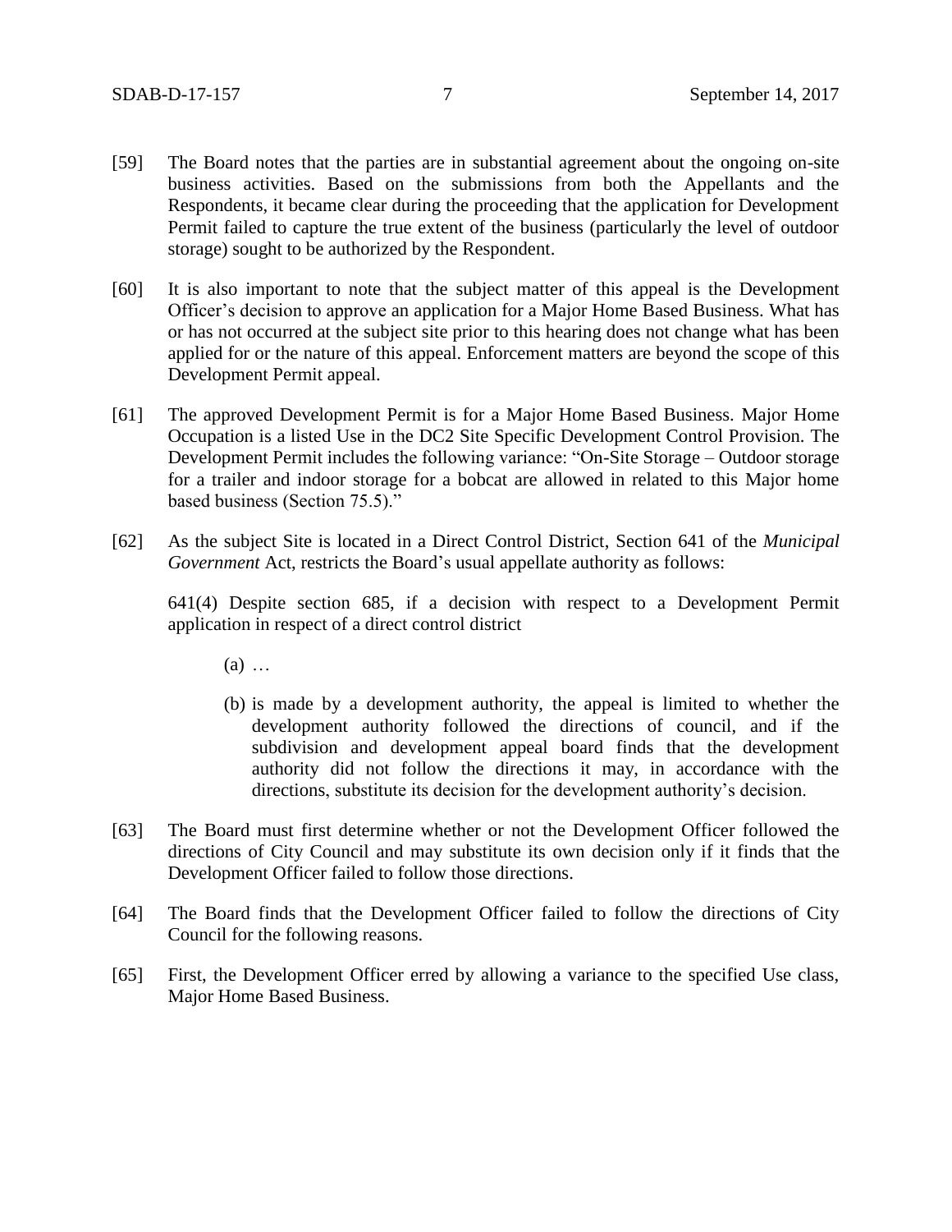[59] The Board notes that the parties are in substantial agreement about the ongoing on-site business activities. Based on the submissions from both the Appellants and the Respondents, it became clear during the proceeding that the application for Development Permit failed to capture the true extent of the business (particularly the level of outdoor storage) sought to be authorized by the Respondent.

[60] It is also important to note that the subject matter of this appeal is the Development Officer's decision to approve an application for a Major Home Based Business. What has or has not occurred at the subject site prior to this hearing does not change what has been applied for or the nature of this appeal. Enforcement matters are beyond the scope of this Development Permit appeal.

[61] The approved Development Permit is for a Major Home Based Business. Major Home Occupation is a listed Use in the DC2 Site Specific Development Control Provision. The Development Permit includes the following variance: "On-Site Storage – Outdoor storage for a trailer and indoor storage for a bobcat are allowed in related to this Major home based business (Section 75.5)."

[62] As the subject Site is located in a Direct Control District, Section 641 of the *Municipal Government* Act, restricts the Board's usual appellate authority as follows:

641(4) Despite section 685, if a decision with respect to a Development Permit application in respect of a direct control district

(a) …

(b) is made by a development authority, the appeal is limited to whether the development authority followed the directions of council, and if the subdivision and development appeal board finds that the development authority did not follow the directions it may, in accordance with the directions, substitute its decision for the development authority's decision.

[63] The Board must first determine whether or not the Development Officer followed the directions of City Council and may substitute its own decision only if it finds that the Development Officer failed to follow those directions.

[64] The Board finds that the Development Officer failed to follow the directions of City Council for the following reasons.

[65] First, the Development Officer erred by allowing a variance to the specified Use class, Major Home Based Business.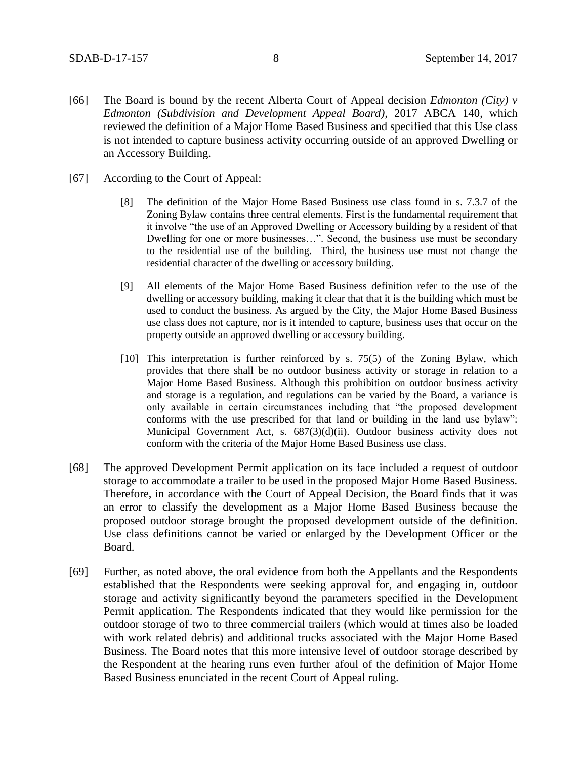[66] The Board is bound by the recent Alberta Court of Appeal decision *Edmonton (City) v Edmonton (Subdivision and Development Appeal Board)*, 2017 ABCA 140, which reviewed the definition of a Major Home Based Business and specified that this Use class is not intended to capture business activity occurring outside of an approved Dwelling or an Accessory Building.

[67] According to the Court of Appeal:

> [8] The definition of the Major Home Based Business use class found in s. 7.3.7 of the Zoning Bylaw contains three central elements. First is the fundamental requirement that it involve "the use of an Approved Dwelling or Accessory building by a resident of that Dwelling for one or more businesses…". Second, the business use must be secondary to the residential use of the building. Third, the business use must not change the residential character of the dwelling or accessory building.
>
> [9] All elements of the Major Home Based Business definition refer to the use of the dwelling or accessory building, making it clear that that it is the building which must be used to conduct the business. As argued by the City, the Major Home Based Business use class does not capture, nor is it intended to capture, business uses that occur on the property outside an approved dwelling or accessory building.
>
> [10] This interpretation is further reinforced by s. 75(5) of the Zoning Bylaw, which provides that there shall be no outdoor business activity or storage in relation to a Major Home Based Business. Although this prohibition on outdoor business activity and storage is a regulation, and regulations can be varied by the Board, a variance is only available in certain circumstances including that "the proposed development conforms with the use prescribed for that land or building in the land use bylaw": Municipal Government Act, s. 687(3)(d)(ii). Outdoor business activity does not conform with the criteria of the Major Home Based Business use class.

[68] The approved Development Permit application on its face included a request of outdoor storage to accommodate a trailer to be used in the proposed Major Home Based Business. Therefore, in accordance with the Court of Appeal Decision, the Board finds that it was an error to classify the development as a Major Home Based Business because the proposed outdoor storage brought the proposed development outside of the definition. Use class definitions cannot be varied or enlarged by the Development Officer or the Board.

[69] Further, as noted above, the oral evidence from both the Appellants and the Respondents established that the Respondents were seeking approval for, and engaging in, outdoor storage and activity significantly beyond the parameters specified in the Development Permit application. The Respondents indicated that they would like permission for the outdoor storage of two to three commercial trailers (which would at times also be loaded with work related debris) and additional trucks associated with the Major Home Based Business. The Board notes that this more intensive level of outdoor storage described by the Respondent at the hearing runs even further afoul of the definition of Major Home Based Business enunciated in the recent Court of Appeal ruling.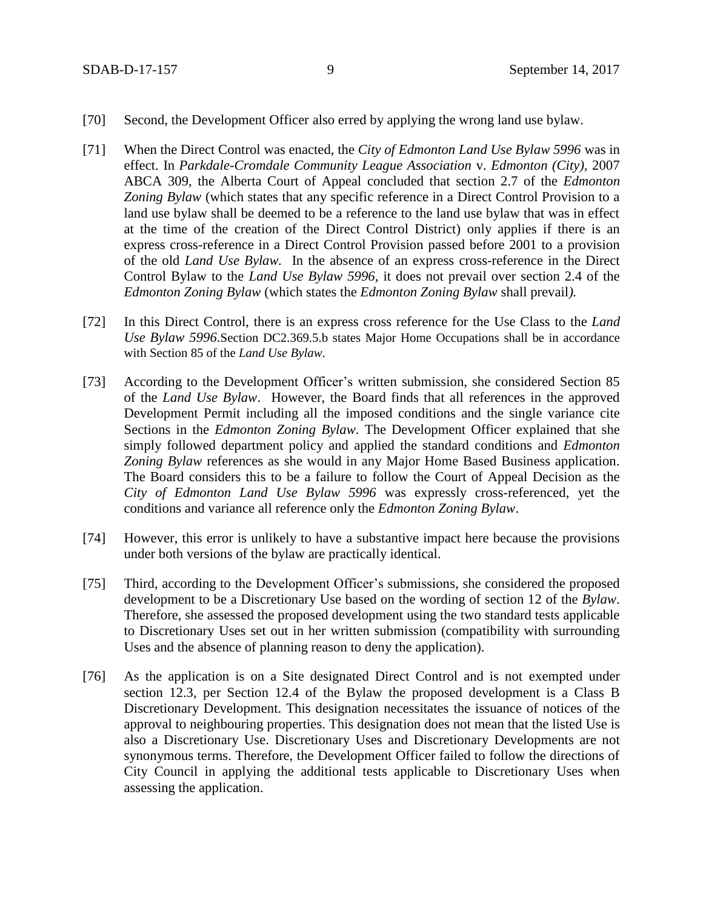[70] Second, the Development Officer also erred by applying the wrong land use bylaw.

[71] When the Direct Control was enacted, the *City of Edmonton Land Use Bylaw 5996* was in effect. In *Parkdale-Cromdale Community League Association* v. *Edmonton (City)*, 2007 ABCA 309, the Alberta Court of Appeal concluded that section 2.7 of the *Edmonton Zoning Bylaw* (which states that any specific reference in a Direct Control Provision to a land use bylaw shall be deemed to be a reference to the land use bylaw that was in effect at the time of the creation of the Direct Control District) only applies if there is an express cross-reference in a Direct Control Provision passed before 2001 to a provision of the old *Land Use Bylaw.* In the absence of an express cross-reference in the Direct Control Bylaw to the *Land Use Bylaw 5996*, it does not prevail over section 2.4 of the *Edmonton Zoning Bylaw* (which states the *Edmonton Zoning Bylaw* shall prevail*).*

[72] In this Direct Control, there is an express cross reference for the Use Class to the *Land Use Bylaw 5996*.Section DC2.369.5.b states Major Home Occupations shall be in accordance with Section 85 of the *Land Use Bylaw.*

[73] According to the Development Officer's written submission, she considered Section 85 of the *Land Use Bylaw*. However, the Board finds that all references in the approved Development Permit including all the imposed conditions and the single variance cite Sections in the *Edmonton Zoning Bylaw.* The Development Officer explained that she simply followed department policy and applied the standard conditions and *Edmonton Zoning Bylaw* references as she would in any Major Home Based Business application. The Board considers this to be a failure to follow the Court of Appeal Decision as the *City of Edmonton Land Use Bylaw 5996* was expressly cross-referenced, yet the conditions and variance all reference only the *Edmonton Zoning Bylaw*.

[74] However, this error is unlikely to have a substantive impact here because the provisions under both versions of the bylaw are practically identical.

[75] Third, according to the Development Officer's submissions, she considered the proposed development to be a Discretionary Use based on the wording of section 12 of the *Bylaw*. Therefore, she assessed the proposed development using the two standard tests applicable to Discretionary Uses set out in her written submission (compatibility with surrounding Uses and the absence of planning reason to deny the application).

[76] As the application is on a Site designated Direct Control and is not exempted under section 12.3, per Section 12.4 of the Bylaw the proposed development is a Class B Discretionary Development. This designation necessitates the issuance of notices of the approval to neighbouring properties. This designation does not mean that the listed Use is also a Discretionary Use. Discretionary Uses and Discretionary Developments are not synonymous terms. Therefore, the Development Officer failed to follow the directions of City Council in applying the additional tests applicable to Discretionary Uses when assessing the application.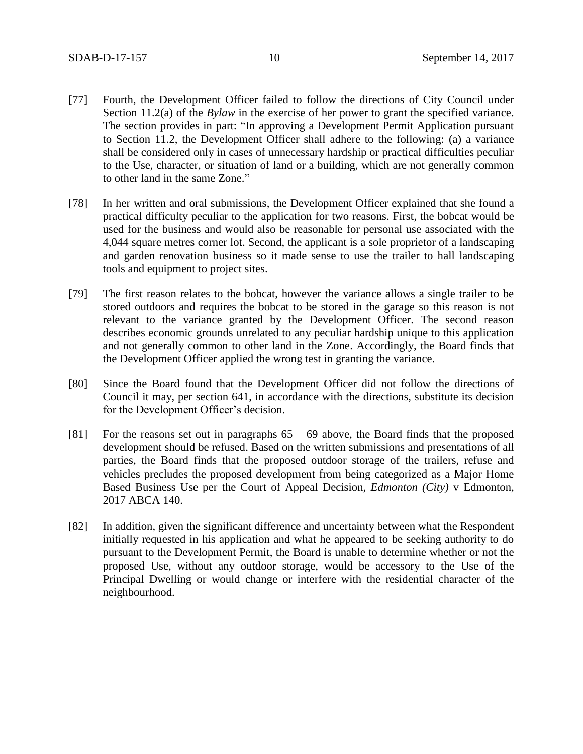[77] Fourth, the Development Officer failed to follow the directions of City Council under Section 11.2(a) of the *Bylaw* in the exercise of her power to grant the specified variance. The section provides in part: "In approving a Development Permit Application pursuant to Section 11.2, the Development Officer shall adhere to the following: (a) a variance shall be considered only in cases of unnecessary hardship or practical difficulties peculiar to the Use, character, or situation of land or a building, which are not generally common to other land in the same Zone."

[78] In her written and oral submissions, the Development Officer explained that she found a practical difficulty peculiar to the application for two reasons. First, the bobcat would be used for the business and would also be reasonable for personal use associated with the 4,044 square metres corner lot. Second, the applicant is a sole proprietor of a landscaping and garden renovation business so it made sense to use the trailer to hall landscaping tools and equipment to project sites.

[79] The first reason relates to the bobcat, however the variance allows a single trailer to be stored outdoors and requires the bobcat to be stored in the garage so this reason is not relevant to the variance granted by the Development Officer. The second reason describes economic grounds unrelated to any peculiar hardship unique to this application and not generally common to other land in the Zone. Accordingly, the Board finds that the Development Officer applied the wrong test in granting the variance.

[80] Since the Board found that the Development Officer did not follow the directions of Council it may, per section 641, in accordance with the directions, substitute its decision for the Development Officer's decision.

[81] For the reasons set out in paragraphs 65 – 69 above, the Board finds that the proposed development should be refused. Based on the written submissions and presentations of all parties, the Board finds that the proposed outdoor storage of the trailers, refuse and vehicles precludes the proposed development from being categorized as a Major Home Based Business Use per the Court of Appeal Decision, *Edmonton (City)* v Edmonton, 2017 ABCA 140.

[82] In addition, given the significant difference and uncertainty between what the Respondent initially requested in his application and what he appeared to be seeking authority to do pursuant to the Development Permit, the Board is unable to determine whether or not the proposed Use, without any outdoor storage, would be accessory to the Use of the Principal Dwelling or would change or interfere with the residential character of the neighbourhood.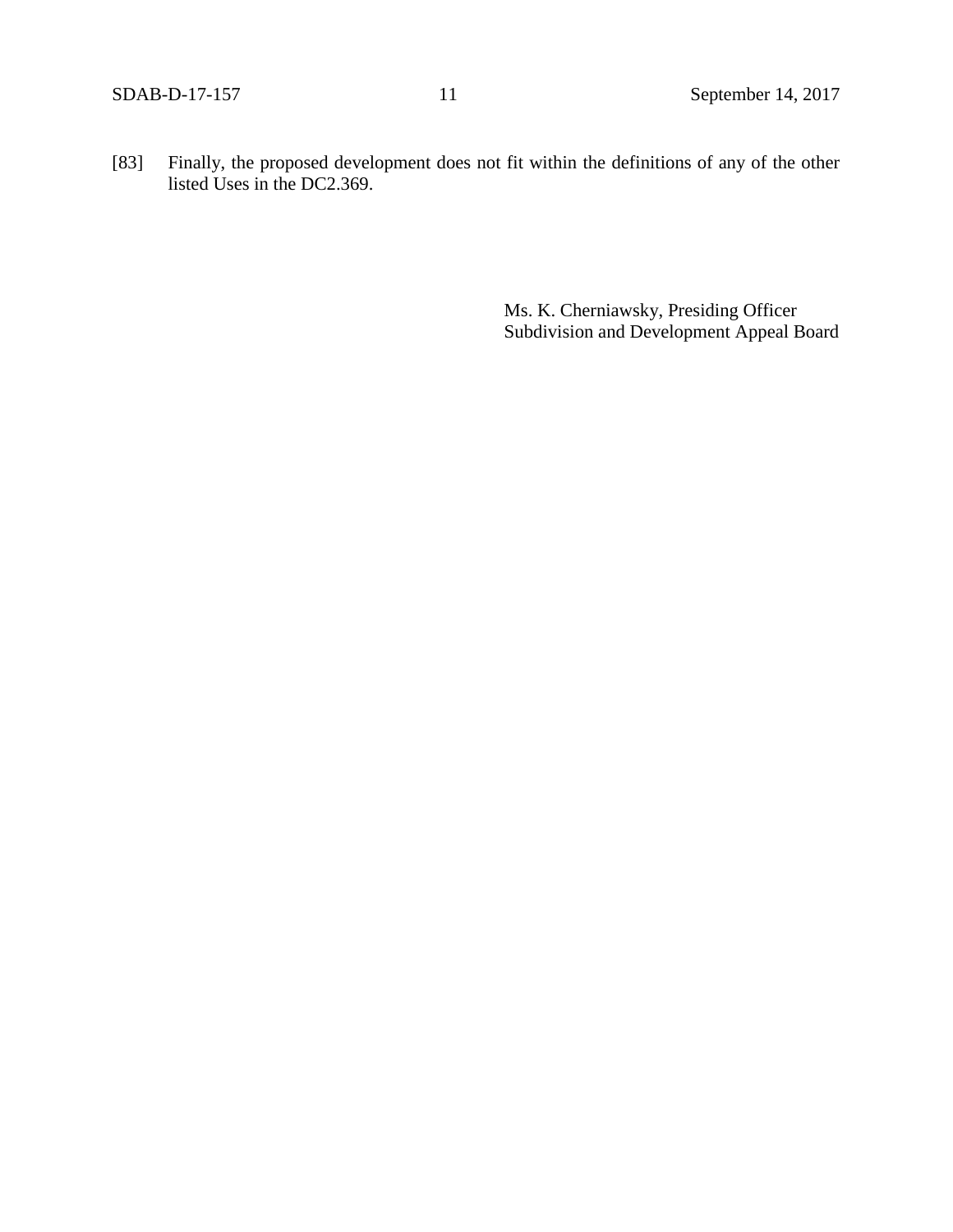[83] Finally, the proposed development does not fit within the definitions of any of the other listed Uses in the DC2.369.

Ms. K. Cherniawsky, Presiding Officer
Subdivision and Development Appeal Board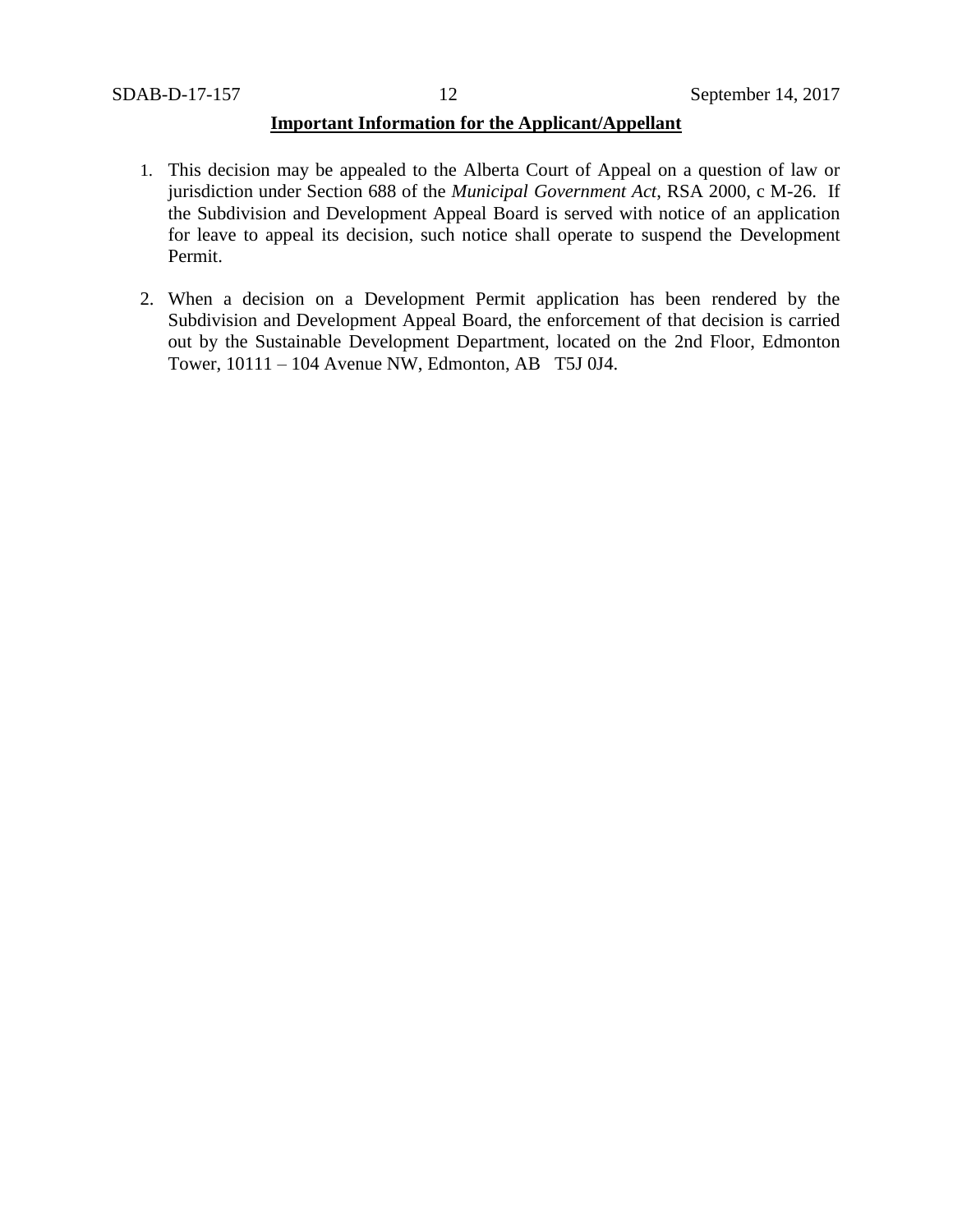**Important Information for the Applicant/Appellant**

1. This decision may be appealed to the Alberta Court of Appeal on a question of law or jurisdiction under Section 688 of the *Municipal Government Act*, RSA 2000, c M-26. If the Subdivision and Development Appeal Board is served with notice of an application for leave to appeal its decision, such notice shall operate to suspend the Development Permit.

2. When a decision on a Development Permit application has been rendered by the Subdivision and Development Appeal Board, the enforcement of that decision is carried out by the Sustainable Development Department, located on the 2nd Floor, Edmonton Tower, 10111 – 104 Avenue NW, Edmonton, AB T5J 0J4.